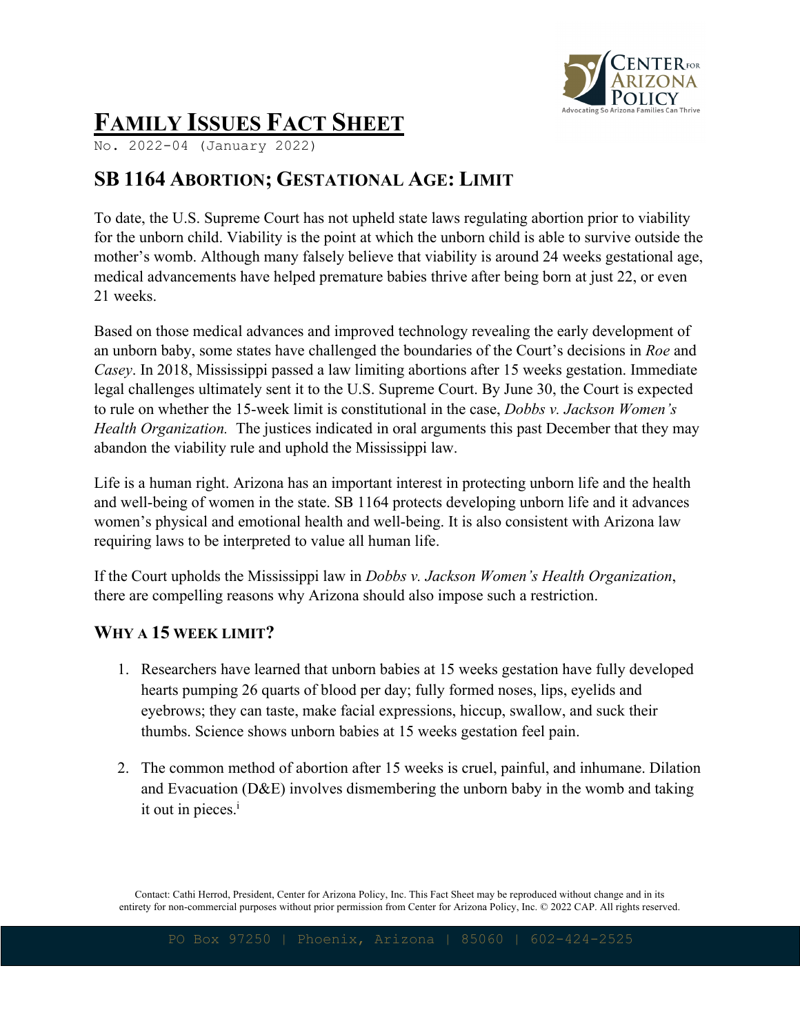# Family Issues Fact Sheet

No. 2022-04 (January 2022)

## SB 1164 Abortion; Gestational Age: Limit

To date, the U.S. Supreme Court has not upheld state laws regulating abortion prior to viability for the unborn child. Viability is the point at which the unborn child is able to survive outside the mother's womb. Although many falsely believe that viability is around 24 weeks gestational age, medical advancements have helped premature babies thrive after being born at just 22, or even 21 weeks.

Based on those medical advances and improved technology revealing the early development of an unborn baby, some states have challenged the boundaries of the Court's decisions in *Roe* and *Casey*. In 2018, Mississippi passed a law limiting abortions after 15 weeks gestation. Immediate legal challenges ultimately sent it to the U.S. Supreme Court. By June 30, the Court is expected to rule on whether the 15-week limit is constitutional in the case, *Dobbs v. Jackson Women's Health Organization.* The justices indicated in oral arguments this past December that they may abandon the viability rule and uphold the Mississippi law.

Life is a human right. Arizona has an important interest in protecting unborn life and the health and well-being of women in the state. SB 1164 protects developing unborn life and it advances women's physical and emotional health and well-being. It is also consistent with Arizona law requiring laws to be interpreted to value all human life.

If the Court upholds the Mississippi law in *Dobbs v. Jackson Women's Health Organization*, there are compelling reasons why Arizona should also impose such a restriction.

### Why a 15 week limit?

1. Researchers have learned that unborn babies at 15 weeks gestation have fully developed hearts pumping 26 quarts of blood per day; fully formed noses, lips, eyelids and eyebrows; they can taste, make facial expressions, hiccup, swallow, and suck their thumbs. Science shows unborn babies at 15 weeks gestation feel pain.

2. The common method of abortion after 15 weeks is cruel, painful, and inhumane. Dilation and Evacuation (D&E) involves dismembering the unborn baby in the womb and taking it out in pieces.[i]

Contact: Cathi Herrod, President, Center for Arizona Policy, Inc. This Fact Sheet may be reproduced without change and in its entirety for non-commercial purposes without prior permission from Center for Arizona Policy, Inc. © 2022 CAP. All rights reserved.

PO Box 97250 | Phoenix, Arizona | 85060 | 602-424-2525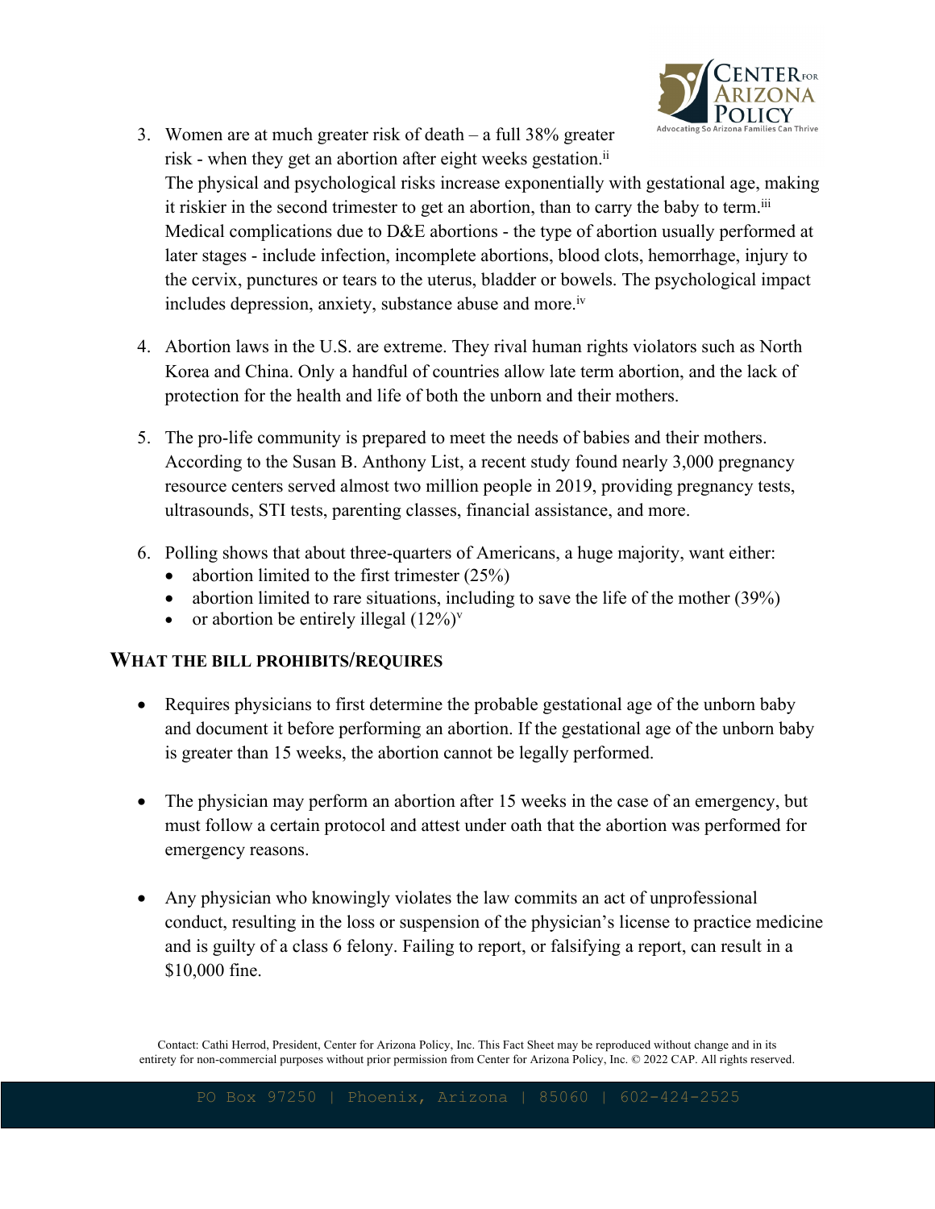3. Women are at much greater risk of death – a full 38% greater risk - when they get an abortion after eight weeks gestation.[ii]
   The physical and psychological risks increase exponentially with gestational age, making it riskier in the second trimester to get an abortion, than to carry the baby to term.[iii] Medical complications due to D&E abortions - the type of abortion usually performed at later stages - include infection, incomplete abortions, blood clots, hemorrhage, injury to the cervix, punctures or tears to the uterus, bladder or bowels. The psychological impact includes depression, anxiety, substance abuse and more.[iv]

4. Abortion laws in the U.S. are extreme. They rival human rights violators such as North Korea and China. Only a handful of countries allow late term abortion, and the lack of protection for the health and life of both the unborn and their mothers.

5. The pro-life community is prepared to meet the needs of babies and their mothers. According to the Susan B. Anthony List, a recent study found nearly 3,000 pregnancy resource centers served almost two million people in 2019, providing pregnancy tests, ultrasounds, STI tests, parenting classes, financial assistance, and more.

6. Polling shows that about three-quarters of Americans, a huge majority, want either:
   - abortion limited to the first trimester (25%)
   - abortion limited to rare situations, including to save the life of the mother (39%)
   - or abortion be entirely illegal (12%)[v]

## WHAT THE BILL PROHIBITS/REQUIRES

- Requires physicians to first determine the probable gestational age of the unborn baby and document it before performing an abortion. If the gestational age of the unborn baby is greater than 15 weeks, the abortion cannot be legally performed.

- The physician may perform an abortion after 15 weeks in the case of an emergency, but must follow a certain protocol and attest under oath that the abortion was performed for emergency reasons.

- Any physician who knowingly violates the law commits an act of unprofessional conduct, resulting in the loss or suspension of the physician's license to practice medicine and is guilty of a class 6 felony. Failing to report, or falsifying a report, can result in a $10,000 fine.

Contact: Cathi Herrod, President, Center for Arizona Policy, Inc. This Fact Sheet may be reproduced without change and in its entirety for non-commercial purposes without prior permission from Center for Arizona Policy, Inc. © 2022 CAP. All rights reserved.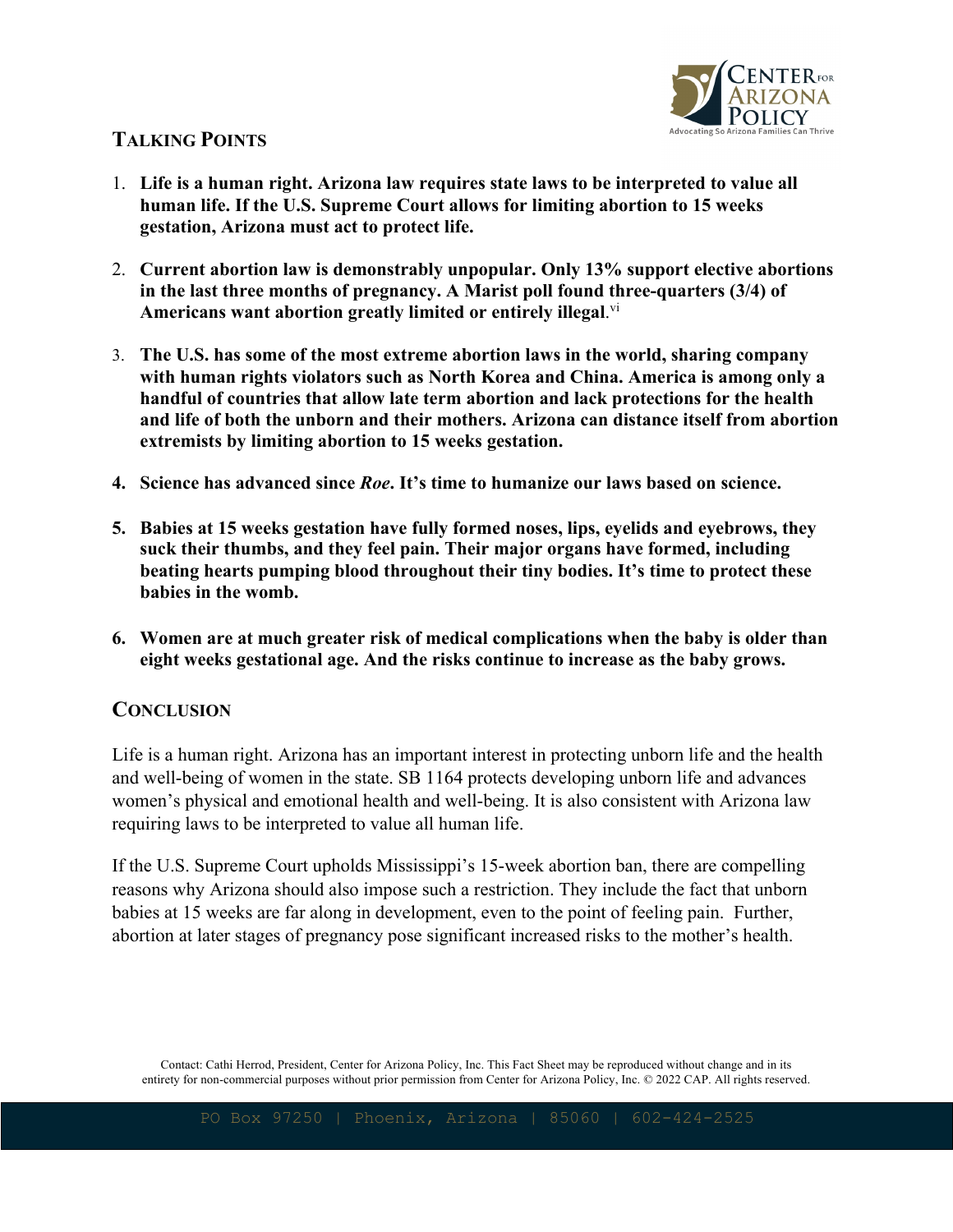## Talking Points

1. **Life is a human right. Arizona law requires state laws to be interpreted to value all human life. If the U.S. Supreme Court allows for limiting abortion to 15 weeks gestation, Arizona must act to protect life.**

2. **Current abortion law is demonstrably unpopular. Only 13% support elective abortions in the last three months of pregnancy. A Marist poll found three-quarters (3/4) of Americans want abortion greatly limited or entirely illegal**.[vi]

3. **The U.S. has some of the most extreme abortion laws in the world, sharing company with human rights violators such as North Korea and China. America is among only a handful of countries that allow late term abortion and lack protections for the health and life of both the unborn and their mothers. Arizona can distance itself from abortion extremists by limiting abortion to 15 weeks gestation.**

4. **Science has advanced since *Roe*. It's time to humanize our laws based on science.**

5. **Babies at 15 weeks gestation have fully formed noses, lips, eyelids and eyebrows, they suck their thumbs, and they feel pain. Their major organs have formed, including beating hearts pumping blood throughout their tiny bodies. It's time to protect these babies in the womb.**

6. **Women are at much greater risk of medical complications when the baby is older than eight weeks gestational age. And the risks continue to increase as the baby grows.**

## Conclusion

Life is a human right. Arizona has an important interest in protecting unborn life and the health and well-being of women in the state. SB 1164 protects developing unborn life and advances women's physical and emotional health and well-being. It is also consistent with Arizona law requiring laws to be interpreted to value all human life.

If the U.S. Supreme Court upholds Mississippi's 15-week abortion ban, there are compelling reasons why Arizona should also impose such a restriction. They include the fact that unborn babies at 15 weeks are far along in development, even to the point of feeling pain. Further, abortion at later stages of pregnancy pose significant increased risks to the mother's health.

Contact: Cathi Herrod, President, Center for Arizona Policy, Inc. This Fact Sheet may be reproduced without change and in its entirety for non-commercial purposes without prior permission from Center for Arizona Policy, Inc. © 2022 CAP. All rights reserved.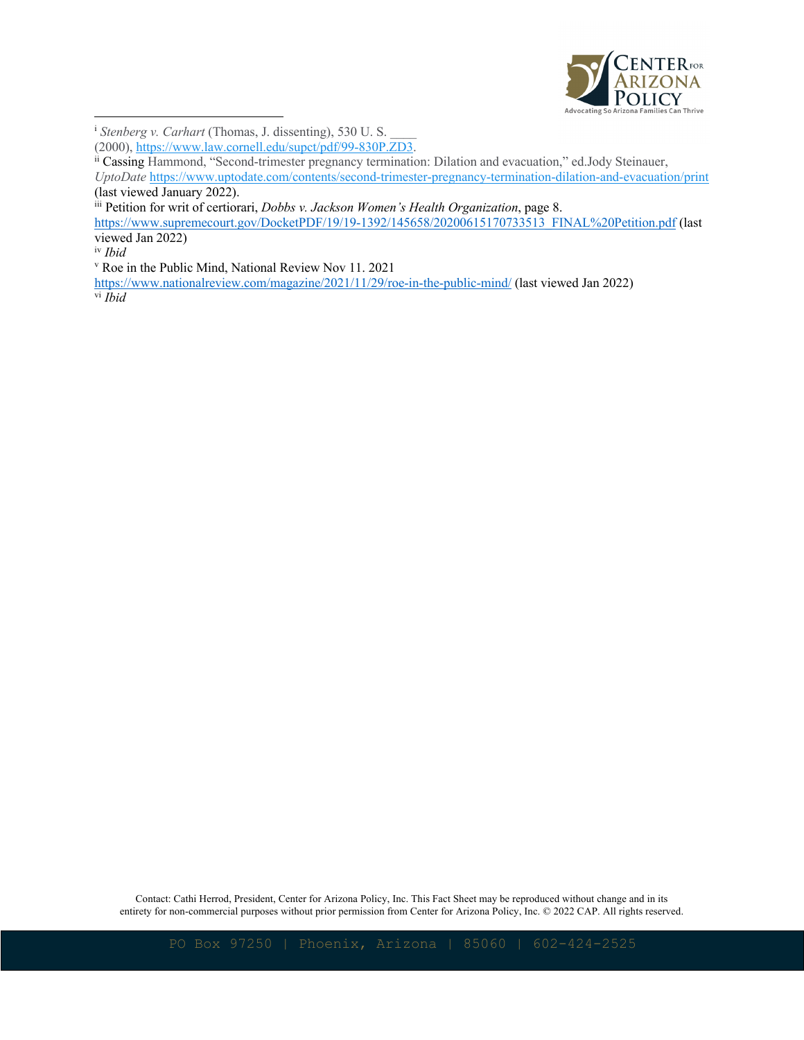[i] *Stenberg v. Carhart* (Thomas, J. dissenting), 530 U. S. ____ (2000), https://www.law.cornell.edu/supct/pdf/99-830P.ZD3.

[ii] Cassing Hammond, "Second-trimester pregnancy termination: Dilation and evacuation," ed.Jody Steinauer, *UptoDate* https://www.uptodate.com/contents/second-trimester-pregnancy-termination-dilation-and-evacuation/print (last viewed January 2022).

[iii] Petition for writ of certiorari, *Dobbs v. Jackson Women's Health Organization*, page 8. https://www.supremecourt.gov/DocketPDF/19/19-1392/145658/20200615170733513_FINAL%20Petition.pdf (last viewed Jan 2022)

[iv] *Ibid*

[v] Roe in the Public Mind, National Review Nov 11. 2021 https://www.nationalreview.com/magazine/2021/11/29/roe-in-the-public-mind/ (last viewed Jan 2022)

[vi] *Ibid*

Contact: Cathi Herrod, President, Center for Arizona Policy, Inc. This Fact Sheet may be reproduced without change and in its entirety for non-commercial purposes without prior permission from Center for Arizona Policy, Inc. © 2022 CAP. All rights reserved.

PO Box 97250 | Phoenix, Arizona | 85060 | 602-424-2525